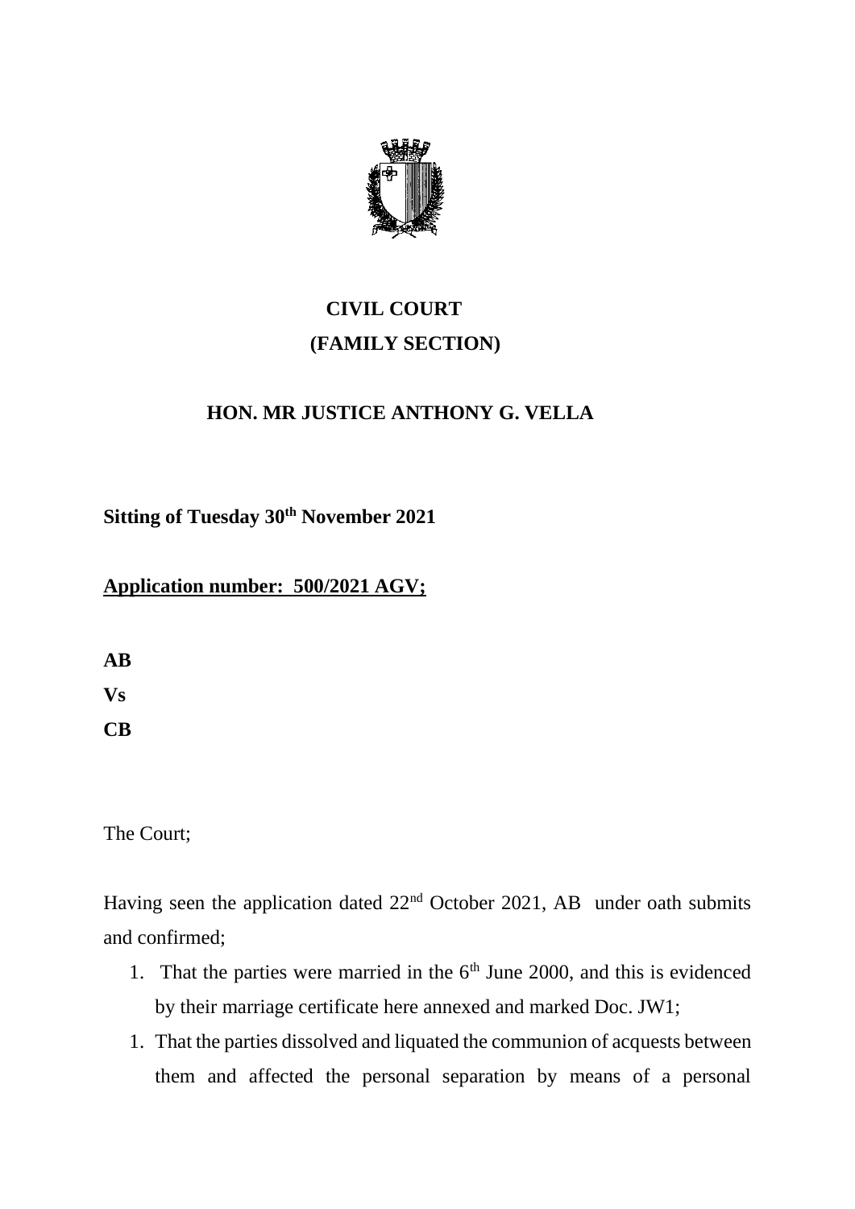# CIVIL COURT
# (FAMILY SECTION)

## HON. MR JUSTICE ANTHONY G. VELLA

**Sitting of Tuesday 30th November 2021**

**Application number: 500/2021 AGV;**

**AB**

**Vs**

**CB**

The Court;

Having seen the application dated 22nd October 2021, AB under oath submits and confirmed;

1. That the parties were married in the 6th June 2000, and this is evidenced by their marriage certificate here annexed and marked Doc. JW1;
1. That the parties dissolved and liquated the communion of acquests between them and affected the personal separation by means of a personal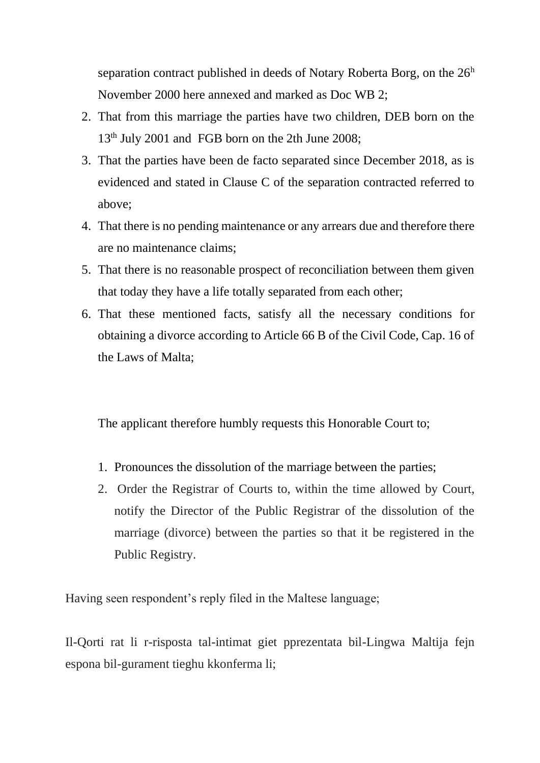separation contract published in deeds of Notary Roberta Borg, on the 26h November 2000 here annexed and marked as Doc WB 2;

2. That from this marriage the parties have two children, DEB born on the 13th July 2001 and FGB born on the 2th June 2008;
3. That the parties have been de facto separated since December 2018, as is evidenced and stated in Clause C of the separation contracted referred to above;
4. That there is no pending maintenance or any arrears due and therefore there are no maintenance claims;
5. That there is no reasonable prospect of reconciliation between them given that today they have a life totally separated from each other;
6. That these mentioned facts, satisfy all the necessary conditions for obtaining a divorce according to Article 66 B of the Civil Code, Cap. 16 of the Laws of Malta;

The applicant therefore humbly requests this Honorable Court to;

1. Pronounces the dissolution of the marriage between the parties;
2. Order the Registrar of Courts to, within the time allowed by Court, notify the Director of the Public Registrar of the dissolution of the marriage (divorce) between the parties so that it be registered in the Public Registry.

Having seen respondent's reply filed in the Maltese language;

Il-Qorti rat li r-risposta tal-intimat giet pprezentata bil-Lingwa Maltija fejn espona bil-gurament tieghu kkonferma li;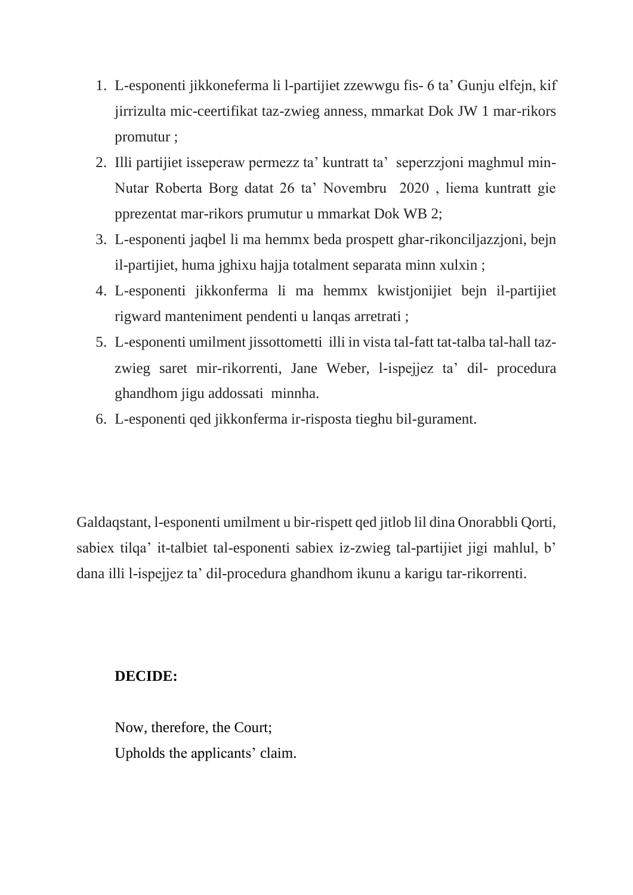1. L-esponenti jikkoneferma li l-partijiet zzewwgu fis- 6 ta' Gunju elfejn, kif jirrizulta mic-ceertifikat taz-zwieg anness, mmarkat Dok JW 1 mar-rikors promutur ;
2. Illi partijiet isseperaw permezz ta' kuntratt ta' seperzzjoni maghmul min-Nutar Roberta Borg datat 26 ta' Novembru 2020 , liema kuntratt gie pprezentat mar-rikors prumutur u mmarkat Dok WB 2;
3. L-esponenti jaqbel li ma hemmx beda prospett ghar-rikonciljazzjoni, bejn il-partijiet, huma jghixu hajja totalment separata minn xulxin ;
4. L-esponenti jikkonferma li ma hemmx kwistjonijiet bejn il-partijiet rigward manteniment pendenti u lanqas arretrati ;
5. L-esponenti umilment jissottometti illi in vista tal-fatt tat-talba tal-hall taz-zwieg saret mir-rikorrenti, Jane Weber, l-ispejjez ta' dil- procedura ghandhom jigu addossati minnha.
6. L-esponenti qed jikkonferma ir-risposta tieghu bil-gurament.

Galdaqstant, l-esponenti umilment u bir-rispett qed jitlob lil dina Onorabbli Qorti, sabiex tilqa' it-talbiet tal-esponenti sabiex iz-zwieg tal-partijiet jigi mahlul, b' dana illi l-ispejjez ta' dil-procedura ghandhom ikunu a karigu tar-rikorrenti.

**DECIDE:**

Now, therefore, the Court;
Upholds the applicants' claim.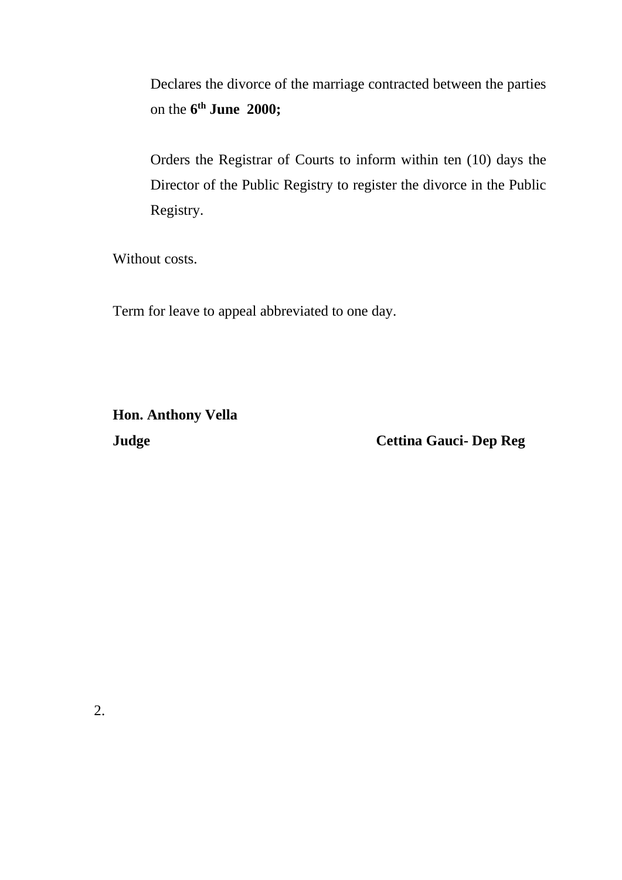Declares the divorce of the marriage contracted between the parties on the **6th June 2000;**

Orders the Registrar of Courts to inform within ten (10) days the Director of the Public Registry to register the divorce in the Public Registry.

Without costs.

Term for leave to appeal abbreviated to one day.

**Hon. Anthony Vella**

**Judge** **Cettina Gauci- Dep Reg**